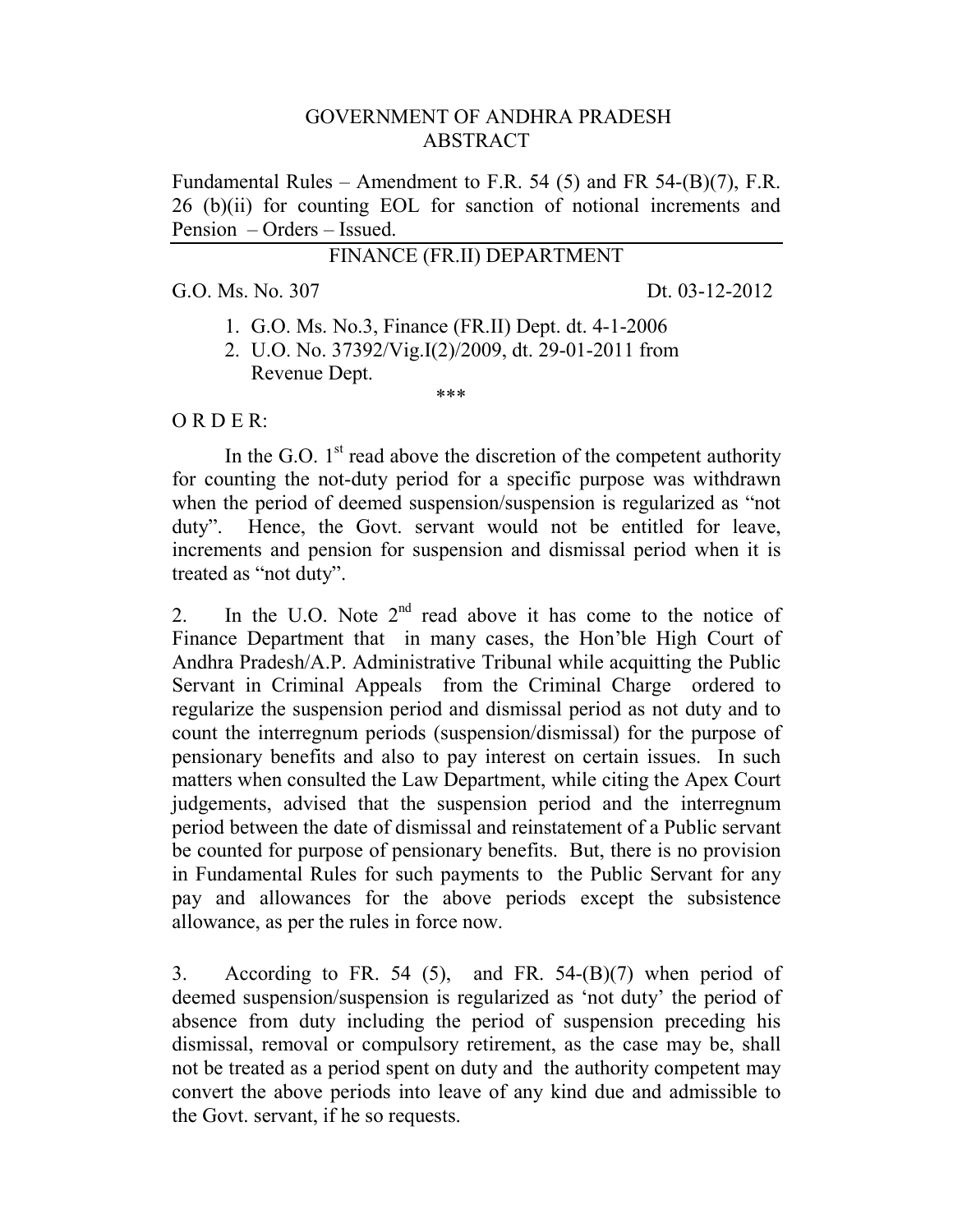# GOVERNMENT OF ANDHRA PRADESH
## ABSTRACT

Fundamental Rules – Amendment to F.R. 54 (5) and FR 54-(B)(7), F.R. 26 (b)(ii) for counting EOL for sanction of notional increments and Pension – Orders – Issued.

---

FINANCE (FR.II) DEPARTMENT

G.O. Ms. No. 307 Dt. 03-12-2012

1. G.O. Ms. No.3, Finance (FR.II) Dept. dt. 4-1-2006
2. U.O. No. 37392/Vig.I(2)/2009, dt. 29-01-2011 from Revenue Dept.

\*\*\*

O R D E R:

In the G.O. 1st read above the discretion of the competent authority for counting the not-duty period for a specific purpose was withdrawn when the period of deemed suspension/suspension is regularized as "not duty". Hence, the Govt. servant would not be entitled for leave, increments and pension for suspension and dismissal period when it is treated as "not duty".

2. In the U.O. Note 2nd read above it has come to the notice of Finance Department that in many cases, the Hon'ble High Court of Andhra Pradesh/A.P. Administrative Tribunal while acquitting the Public Servant in Criminal Appeals from the Criminal Charge ordered to regularize the suspension period and dismissal period as not duty and to count the interregnum periods (suspension/dismissal) for the purpose of pensionary benefits and also to pay interest on certain issues. In such matters when consulted the Law Department, while citing the Apex Court judgements, advised that the suspension period and the interregnum period between the date of dismissal and reinstatement of a Public servant be counted for purpose of pensionary benefits. But, there is no provision in Fundamental Rules for such payments to the Public Servant for any pay and allowances for the above periods except the subsistence allowance, as per the rules in force now.

3. According to FR. 54 (5), and FR. 54-(B)(7) when period of deemed suspension/suspension is regularized as 'not duty' the period of absence from duty including the period of suspension preceding his dismissal, removal or compulsory retirement, as the case may be, shall not be treated as a period spent on duty and the authority competent may convert the above periods into leave of any kind due and admissible to the Govt. servant, if he so requests.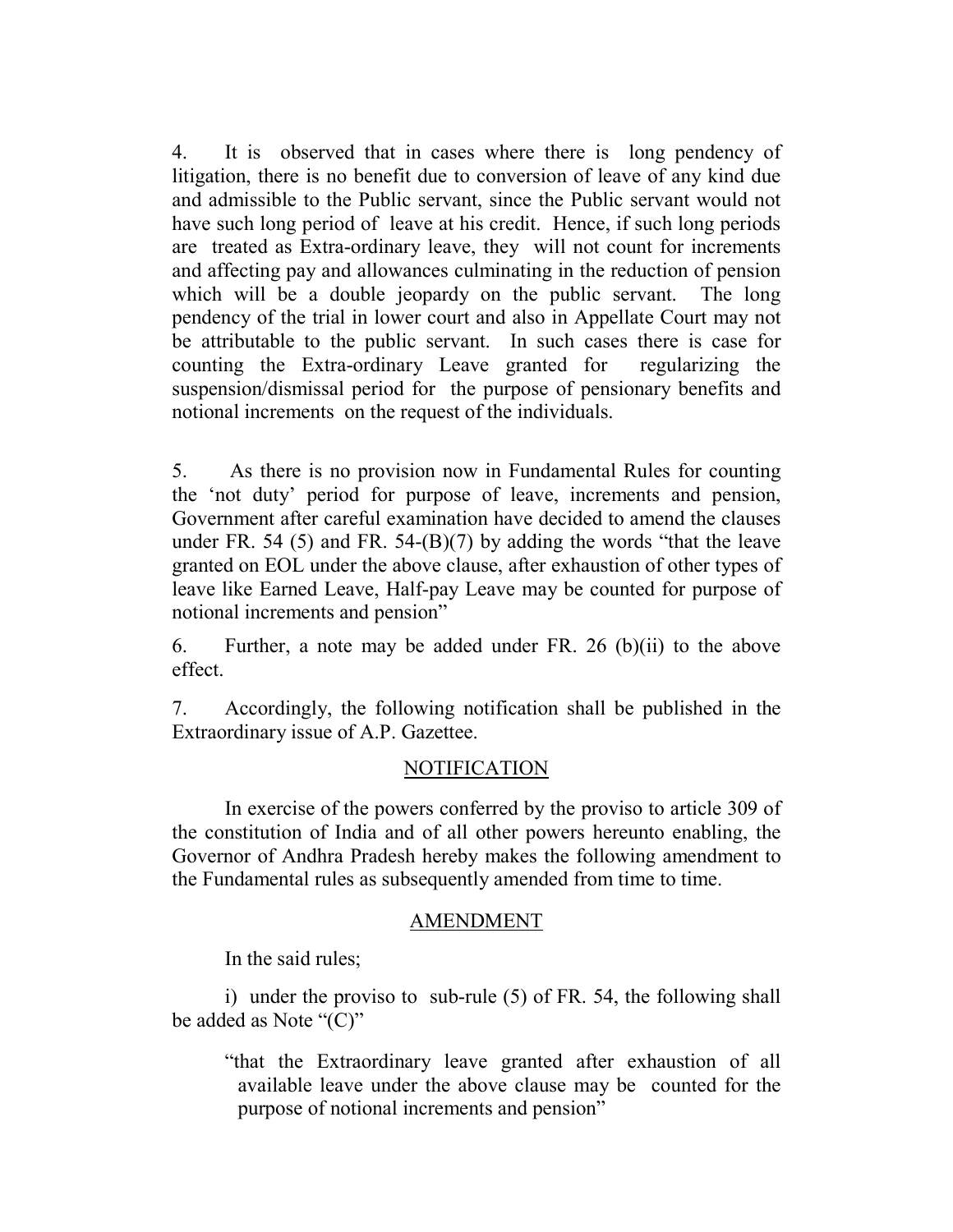4. It is observed that in cases where there is long pendency of litigation, there is no benefit due to conversion of leave of any kind due and admissible to the Public servant, since the Public servant would not have such long period of leave at his credit. Hence, if such long periods are treated as Extra-ordinary leave, they will not count for increments and affecting pay and allowances culminating in the reduction of pension which will be a double jeopardy on the public servant. The long pendency of the trial in lower court and also in Appellate Court may not be attributable to the public servant. In such cases there is case for counting the Extra-ordinary Leave granted for regularizing the suspension/dismissal period for the purpose of pensionary benefits and notional increments on the request of the individuals.

5. As there is no provision now in Fundamental Rules for counting the 'not duty' period for purpose of leave, increments and pension, Government after careful examination have decided to amend the clauses under FR. 54 (5) and FR. 54-(B)(7) by adding the words "that the leave granted on EOL under the above clause, after exhaustion of other types of leave like Earned Leave, Half-pay Leave may be counted for purpose of notional increments and pension"

6. Further, a note may be added under FR. 26 (b)(ii) to the above effect.

7. Accordingly, the following notification shall be published in the Extraordinary issue of A.P. Gazettee.

## NOTIFICATION

In exercise of the powers conferred by the proviso to article 309 of the constitution of India and of all other powers hereunto enabling, the Governor of Andhra Pradesh hereby makes the following amendment to the Fundamental rules as subsequently amended from time to time.

## AMENDMENT

In the said rules;

i) under the proviso to sub-rule (5) of FR. 54, the following shall be added as Note "(C)"

> "that the Extraordinary leave granted after exhaustion of all available leave under the above clause may be counted for the purpose of notional increments and pension"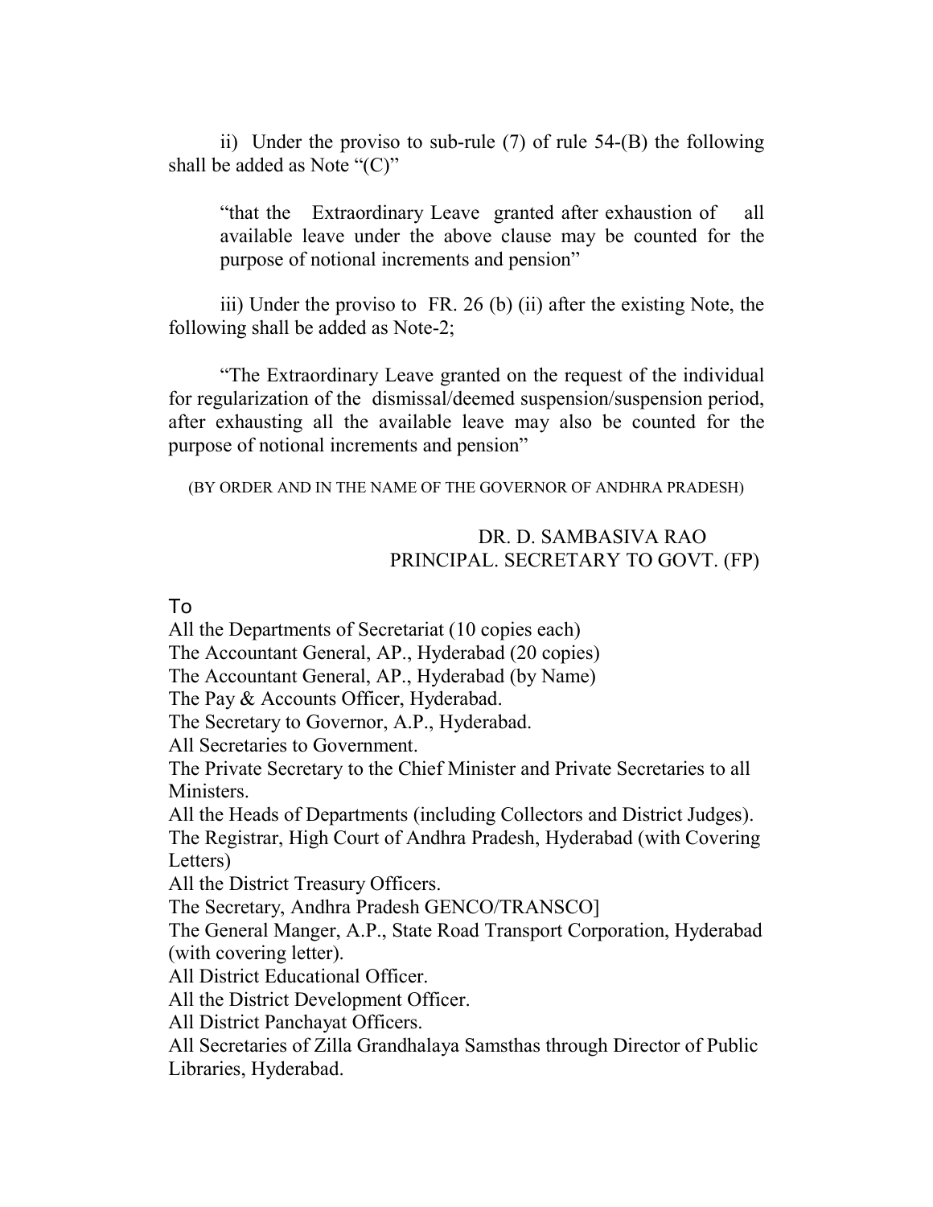ii) Under the proviso to sub-rule (7) of rule 54-(B) the following shall be added as Note "(C)"

> "that the Extraordinary Leave granted after exhaustion of all available leave under the above clause may be counted for the purpose of notional increments and pension"

iii) Under the proviso to FR. 26 (b) (ii) after the existing Note, the following shall be added as Note-2;

"The Extraordinary Leave granted on the request of the individual for regularization of the dismissal/deemed suspension/suspension period, after exhausting all the available leave may also be counted for the purpose of notional increments and pension"

(BY ORDER AND IN THE NAME OF THE GOVERNOR OF ANDHRA PRADESH)

DR. D. SAMBASIVA RAO
PRINCIPAL. SECRETARY TO GOVT. (FP)

To
All the Departments of Secretariat (10 copies each)
The Accountant General, AP., Hyderabad (20 copies)
The Accountant General, AP., Hyderabad (by Name)
The Pay & Accounts Officer, Hyderabad.
The Secretary to Governor, A.P., Hyderabad.
All Secretaries to Government.
The Private Secretary to the Chief Minister and Private Secretaries to all Ministers.
All the Heads of Departments (including Collectors and District Judges).
The Registrar, High Court of Andhra Pradesh, Hyderabad (with Covering Letters)
All the District Treasury Officers.
The Secretary, Andhra Pradesh GENCO/TRANSCO]
The General Manger, A.P., State Road Transport Corporation, Hyderabad (with covering letter).
All District Educational Officer.
All the District Development Officer.
All District Panchayat Officers.
All Secretaries of Zilla Grandhalaya Samsthas through Director of Public Libraries, Hyderabad.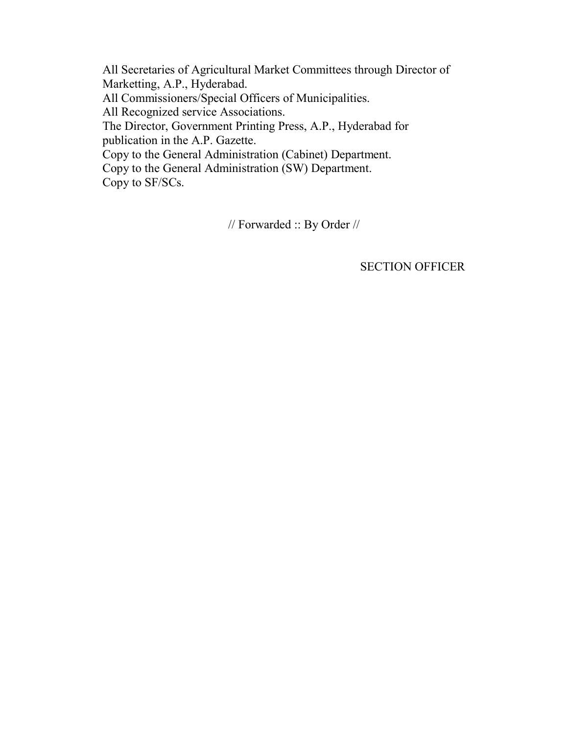All Secretaries of Agricultural Market Committees through Director of Marketting, A.P., Hyderabad.
All Commissioners/Special Officers of Municipalities.
All Recognized service Associations.
The Director, Government Printing Press, A.P., Hyderabad for publication in the A.P. Gazette.
Copy to the General Administration (Cabinet) Department.
Copy to the General Administration (SW) Department.
Copy to SF/SCs.

// Forwarded :: By Order //

SECTION OFFICER